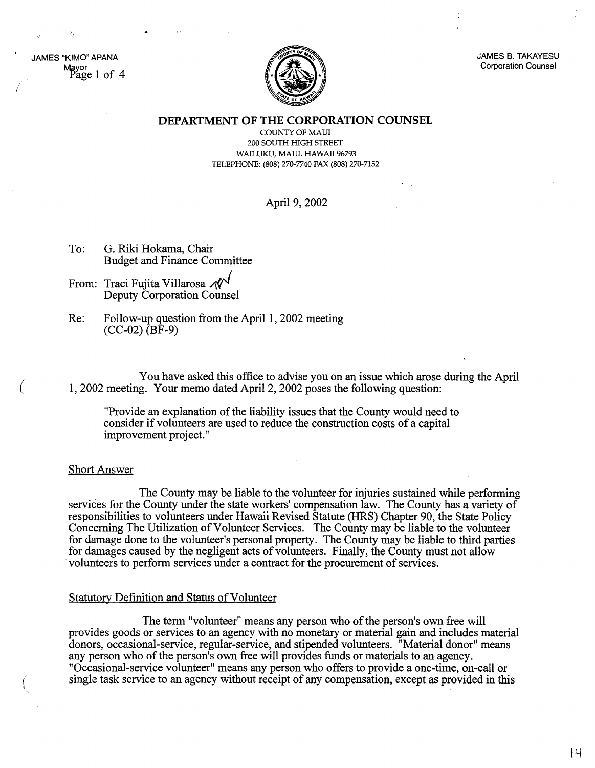JAMES "KIMO" APANA
Mayor

JAMES B. TAKAYESU
Corporation Counsel

**DEPARTMENT OF THE CORPORATION COUNSEL**

COUNTY OF MAUI
200 SOUTH HIGH STREET
WAILUKU, MAUI, HAWAII 96793
TELEPHONE: (808) 270-7740 FAX (808) 270-7152

April 9, 2002

To: G. Riki Hokama, Chair
Budget and Finance Committee

From: Traci Fujita Villarosa
Deputy Corporation Counsel

Re: Follow-up question from the April 1, 2002 meeting
(CC-02) (BF-9)

You have asked this office to advise you on an issue which arose during the April 1, 2002 meeting. Your memo dated April 2, 2002 poses the following question:

> "Provide an explanation of the liability issues that the County would need to consider if volunteers are used to reduce the construction costs of a capital improvement project."

## Short Answer

The County may be liable to the volunteer for injuries sustained while performing services for the County under the state workers' compensation law. The County has a variety of responsibilities to volunteers under Hawaii Revised Statute (HRS) Chapter 90, the State Policy Concerning The Utilization of Volunteer Services. The County may be liable to the volunteer for damage done to the volunteer's personal property. The County may be liable to third parties for damages caused by the negligent acts of volunteers. Finally, the County must not allow volunteers to perform services under a contract for the procurement of services.

## Statutory Definition and Status of Volunteer

The term "volunteer" means any person who of the person's own free will provides goods or services to an agency with no monetary or material gain and includes material donors, occasional-service, regular-service, and stipended volunteers. "Material donor" means any person who of the person's own free will provides funds or materials to an agency. "Occasional-service volunteer" means any person who offers to provide a one-time, on-call or single task service to an agency without receipt of any compensation, except as provided in this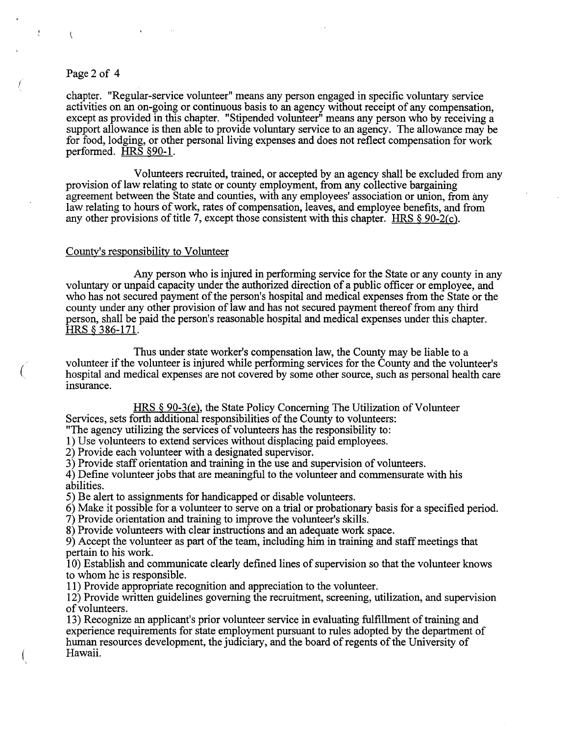chapter. "Regular-service volunteer" means any person engaged in specific voluntary service activities on an on-going or continuous basis to an agency without receipt of any compensation, except as provided in this chapter. "Stipended volunteer" means any person who by receiving a support allowance is then able to provide voluntary service to an agency. The allowance may be for food, lodging, or other personal living expenses and does not reflect compensation for work performed. <u>HRS §90-1</u>.

Volunteers recruited, trained, or accepted by an agency shall be excluded from any provision of law relating to state or county employment, from any collective bargaining agreement between the State and counties, with any employees' association or union, from any law relating to hours of work, rates of compensation, leaves, and employee benefits, and from any other provisions of title 7, except those consistent with this chapter. <u>HRS § 90-2(c)</u>.

<u>County's responsibility to Volunteer</u>

Any person who is injured in performing service for the State or any county in any voluntary or unpaid capacity under the authorized direction of a public officer or employee, and who has not secured payment of the person's hospital and medical expenses from the State or the county under any other provision of law and has not secured payment thereof from any third person, shall be paid the person's reasonable hospital and medical expenses under this chapter. <u>HRS § 386-171</u>.

Thus under state worker's compensation law, the County may be liable to a volunteer if the volunteer is injured while performing services for the County and the volunteer's hospital and medical expenses are not covered by some other source, such as personal health care insurance.

<u>HRS § 90-3(e)</u>, the State Policy Concerning The Utilization of Volunteer Services, sets forth additional responsibilities of the County to volunteers:

"The agency utilizing the services of volunteers has the responsibility to:

1) Use volunteers to extend services without displacing paid employees.
2) Provide each volunteer with a designated supervisor.
3) Provide staff orientation and training in the use and supervision of volunteers.
4) Define volunteer jobs that are meaningful to the volunteer and commensurate with his abilities.
5) Be alert to assignments for handicapped or disable volunteers.
6) Make it possible for a volunteer to serve on a trial or probationary basis for a specified period.
7) Provide orientation and training to improve the volunteer's skills.
8) Provide volunteers with clear instructions and an adequate work space.
9) Accept the volunteer as part of the team, including him in training and staff meetings that pertain to his work.
10) Establish and communicate clearly defined lines of supervision so that the volunteer knows to whom he is responsible.
11) Provide appropriate recognition and appreciation to the volunteer.
12) Provide written guidelines governing the recruitment, screening, utilization, and supervision of volunteers.
13) Recognize an applicant's prior volunteer service in evaluating fulfillment of training and experience requirements for state employment pursuant to rules adopted by the department of human resources development, the judiciary, and the board of regents of the University of Hawaii.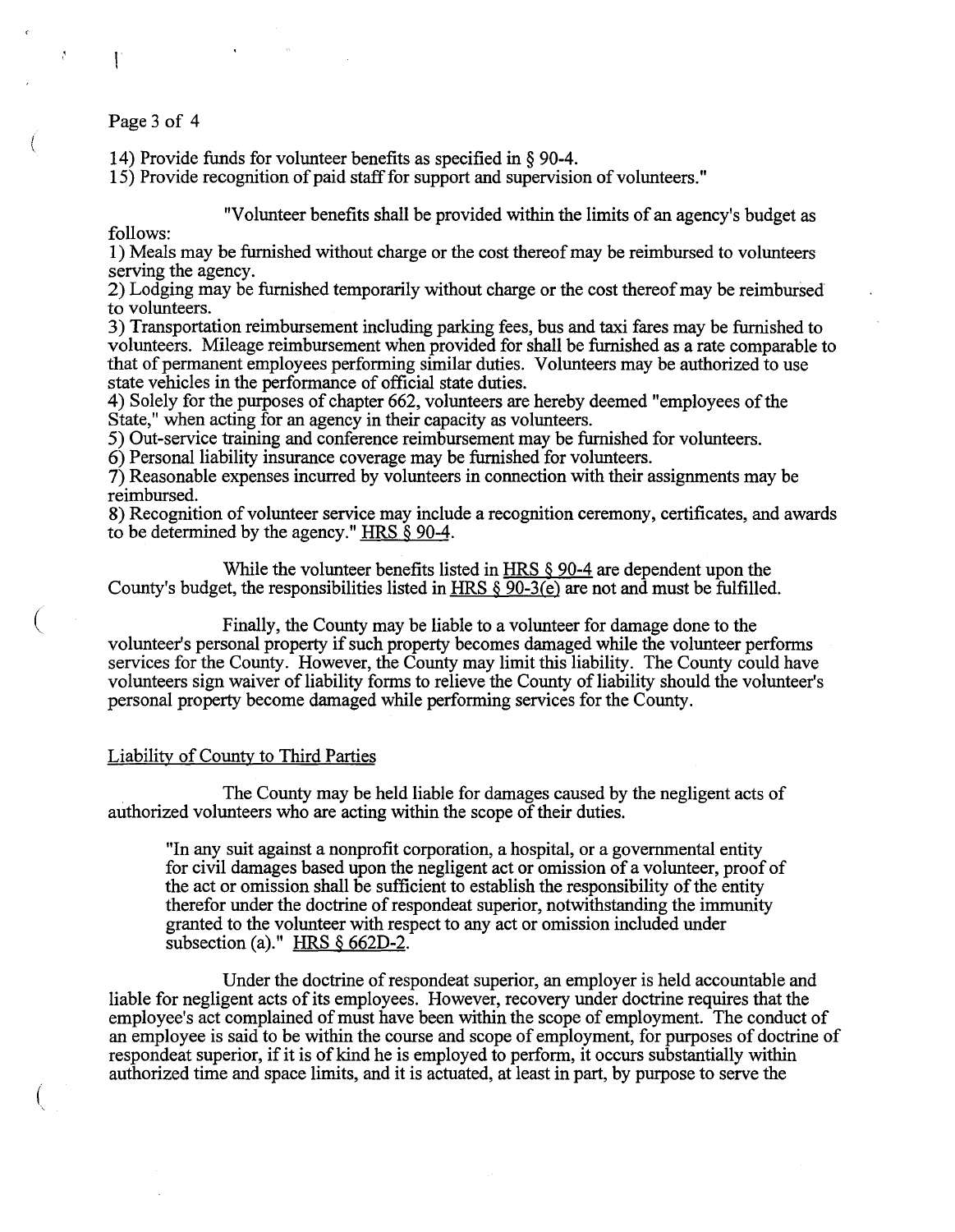14) Provide funds for volunteer benefits as specified in § 90-4.
15) Provide recognition of paid staff for support and supervision of volunteers."

"Volunteer benefits shall be provided within the limits of an agency's budget as follows:
1) Meals may be furnished without charge or the cost thereof may be reimbursed to volunteers serving the agency.
2) Lodging may be furnished temporarily without charge or the cost thereof may be reimbursed to volunteers.
3) Transportation reimbursement including parking fees, bus and taxi fares may be furnished to volunteers. Mileage reimbursement when provided for shall be furnished as a rate comparable to that of permanent employees performing similar duties. Volunteers may be authorized to use state vehicles in the performance of official state duties.
4) Solely for the purposes of chapter 662, volunteers are hereby deemed "employees of the State," when acting for an agency in their capacity as volunteers.
5) Out-service training and conference reimbursement may be furnished for volunteers.
6) Personal liability insurance coverage may be furnished for volunteers.
7) Reasonable expenses incurred by volunteers in connection with their assignments may be reimbursed.
8) Recognition of volunteer service may include a recognition ceremony, certificates, and awards to be determined by the agency." HRS § 90-4.

While the volunteer benefits listed in HRS § 90-4 are dependent upon the County's budget, the responsibilities listed in HRS § 90-3(e) are not and must be fulfilled.

Finally, the County may be liable to a volunteer for damage done to the volunteer's personal property if such property becomes damaged while the volunteer performs services for the County. However, the County may limit this liability. The County could have volunteers sign waiver of liability forms to relieve the County of liability should the volunteer's personal property become damaged while performing services for the County.

## Liability of County to Third Parties

The County may be held liable for damages caused by the negligent acts of authorized volunteers who are acting within the scope of their duties.

> "In any suit against a nonprofit corporation, a hospital, or a governmental entity for civil damages based upon the negligent act or omission of a volunteer, proof of the act or omission shall be sufficient to establish the responsibility of the entity therefor under the doctrine of respondeat superior, notwithstanding the immunity granted to the volunteer with respect to any act or omission included under subsection (a)." HRS § 662D-2.

Under the doctrine of respondeat superior, an employer is held accountable and liable for negligent acts of its employees. However, recovery under doctrine requires that the employee's act complained of must have been within the scope of employment. The conduct of an employee is said to be within the course and scope of employment, for purposes of doctrine of respondeat superior, if it is of kind he is employed to perform, it occurs substantially within authorized time and space limits, and it is actuated, at least in part, by purpose to serve the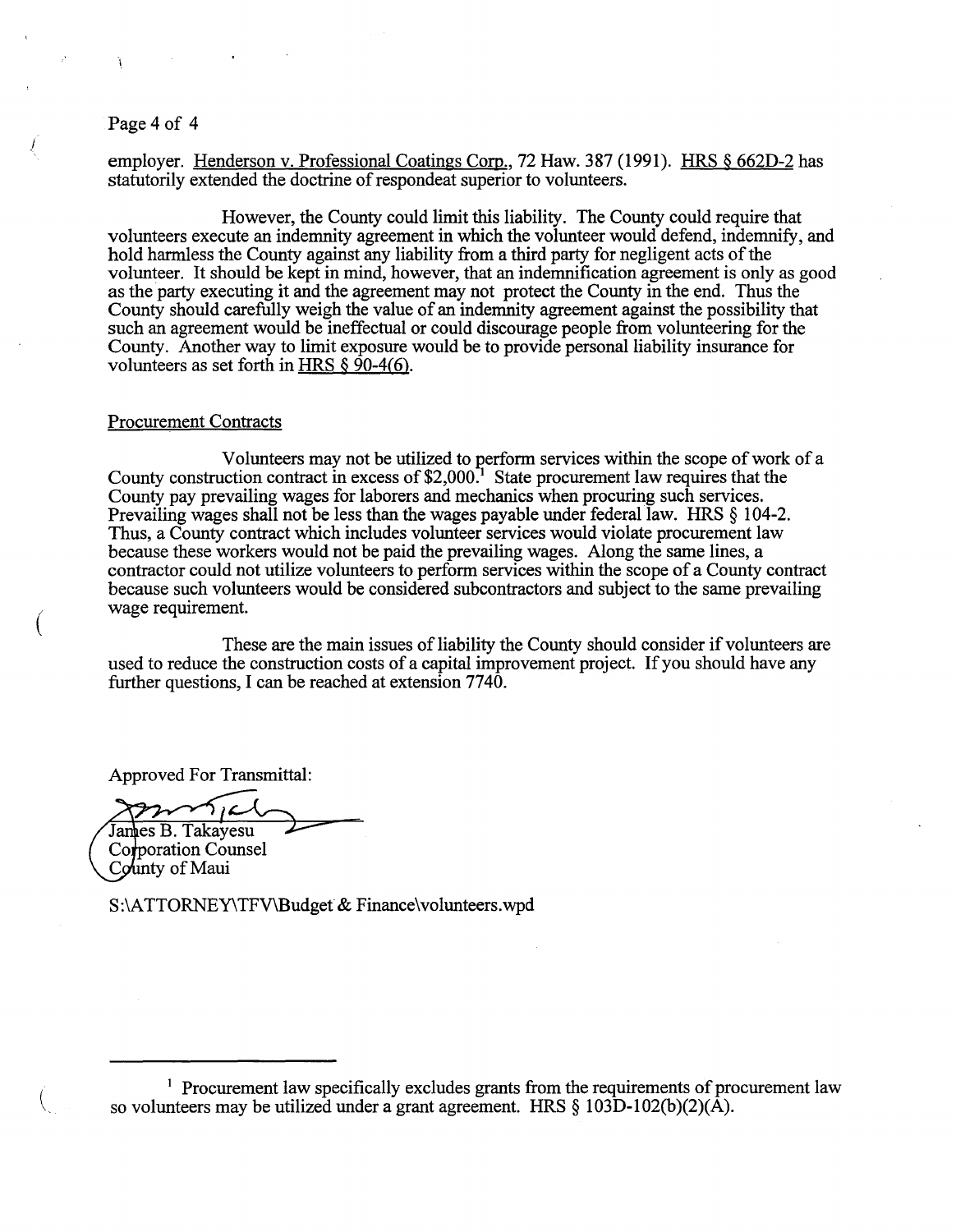employer. Henderson v. Professional Coatings Corp., 72 Haw. 387 (1991). HRS § 662D-2 has statutorily extended the doctrine of respondeat superior to volunteers.

However, the County could limit this liability. The County could require that volunteers execute an indemnity agreement in which the volunteer would defend, indemnify, and hold harmless the County against any liability from a third party for negligent acts of the volunteer. It should be kept in mind, however, that an indemnification agreement is only as good as the party executing it and the agreement may not protect the County in the end. Thus the County should carefully weigh the value of an indemnity agreement against the possibility that such an agreement would be ineffectual or could discourage people from volunteering for the County. Another way to limit exposure would be to provide personal liability insurance for volunteers as set forth in HRS § 90-4(6).

Procurement Contracts

Volunteers may not be utilized to perform services within the scope of work of a County construction contract in excess of $2,000.[1] State procurement law requires that the County pay prevailing wages for laborers and mechanics when procuring such services. Prevailing wages shall not be less than the wages payable under federal law. HRS § 104-2. Thus, a County contract which includes volunteer services would violate procurement law because these workers would not be paid the prevailing wages. Along the same lines, a contractor could not utilize volunteers to perform services within the scope of a County contract because such volunteers would be considered subcontractors and subject to the same prevailing wage requirement.

These are the main issues of liability the County should consider if volunteers are used to reduce the construction costs of a capital improvement project. If you should have any further questions, I can be reached at extension 7740.

Approved For Transmittal:

James B. Takayesu
Corporation Counsel
County of Maui

S:\ATTORNEY\TFV\Budget & Finance\volunteers.wpd

[1] Procurement law specifically excludes grants from the requirements of procurement law so volunteers may be utilized under a grant agreement. HRS § 103D-102(b)(2)(A).